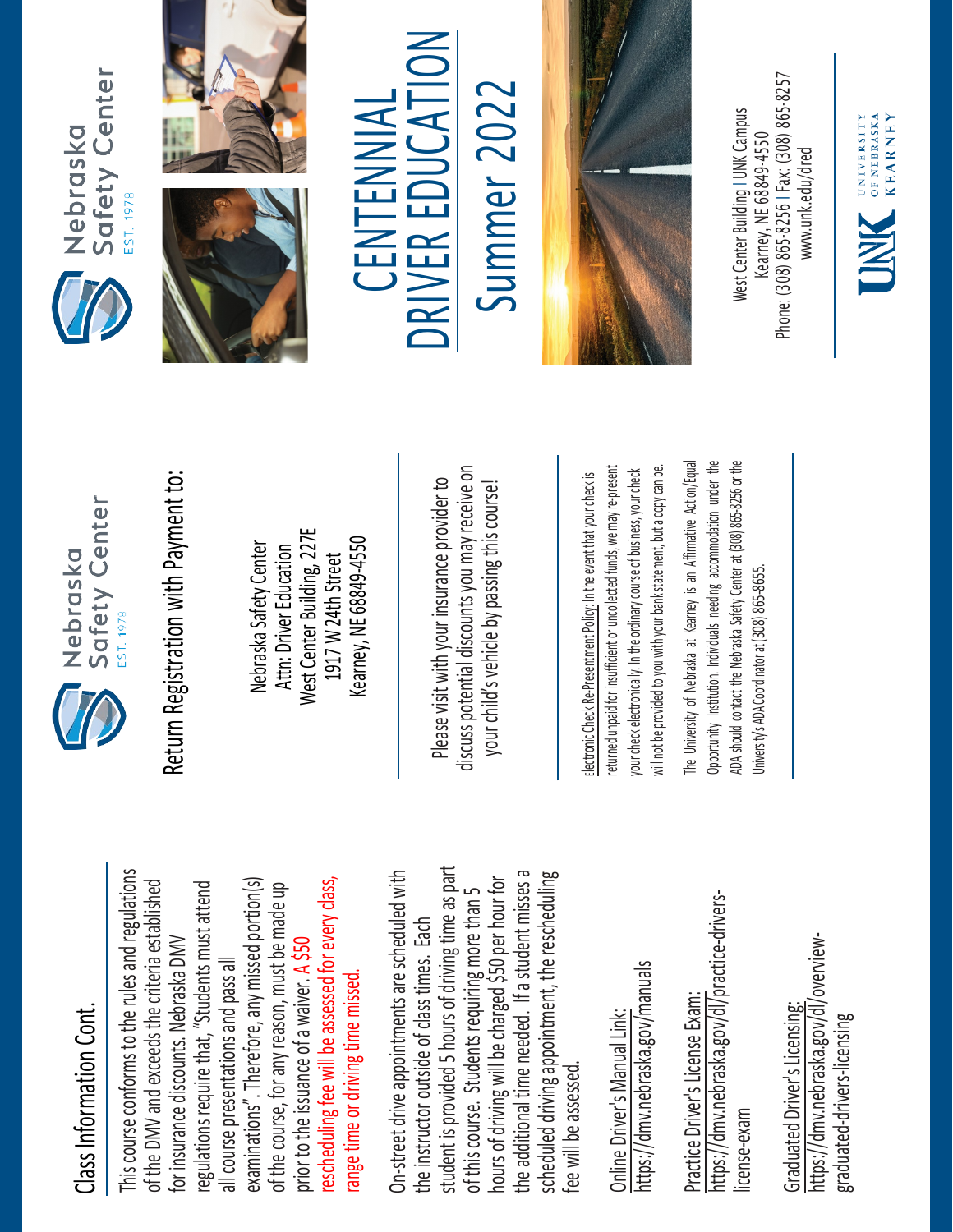## Class Information Cont.

This course conforms to the rules and regulations of the DMV and exceeds the criteria established for insurance discounts. Nebraska DMV regulations require that, "Students must attend all course presentations and pass all examinations". Therefore, any missed portion(s) of the course, for any reason, must be made up prior to the issuance of a waiver. A $50 rescheduling fee will be assessed for every class, range time or driving time missed.

On-street drive appointments are scheduled with the instructor outside of class times. Each student is provided 5 hours of driving time as part of this course. Students requiring more than 5 hours of driving will be charged $50 per hour for the additional time needed. If a student misses a scheduled driving appointment, the rescheduling fee will be assessed.

Online Driver's Manual Link:
https://dmv.nebraska.gov/manuals

Practice Driver's License Exam:
https://dmv.nebraska.gov/dl/practice-drivers-license-exam

Graduated Driver's Licensing:
https://dmv.nebraska.gov/dl/overview-graduated-drivers-licensing

Nebraska Safety Center
EST. 1978

## Return Registration with Payment to:

Nebraska Safety Center
Attn: Driver Education
West Center Building, 227E
1917 W 24th Street
Kearney, NE 68849-4550

Please visit with your insurance provider to discuss potential discounts you may receive on your child's vehicle by passing this course!

Electronic Check Re-Presentment Policy: In the event that your check is returned unpaid for insufficient or uncollected funds, we may re-present your check electronically. In the ordinary course of business, your check will not be provided to you with your bank statement, but a copy can be.

The University of Nebraska at Kearney is an Affirmative Action/Equal Opportunity Institution. Individuals needing accommodation under the ADA should contact the Nebraska Safety Center at (308) 865-8256 or the University's ADA Coordinator at (308) 865-8655.

Nebraska Safety Center
EST. 1978

# CENTENNIAL DRIVER EDUCATION

# Summer 2022

West Center Building | UNK Campus
Kearney, NE 68849-4550
Phone: (308) 865-8256 | Fax: (308) 865-8257
www.unk.edu/dred

UNK University of Nebraska Kearney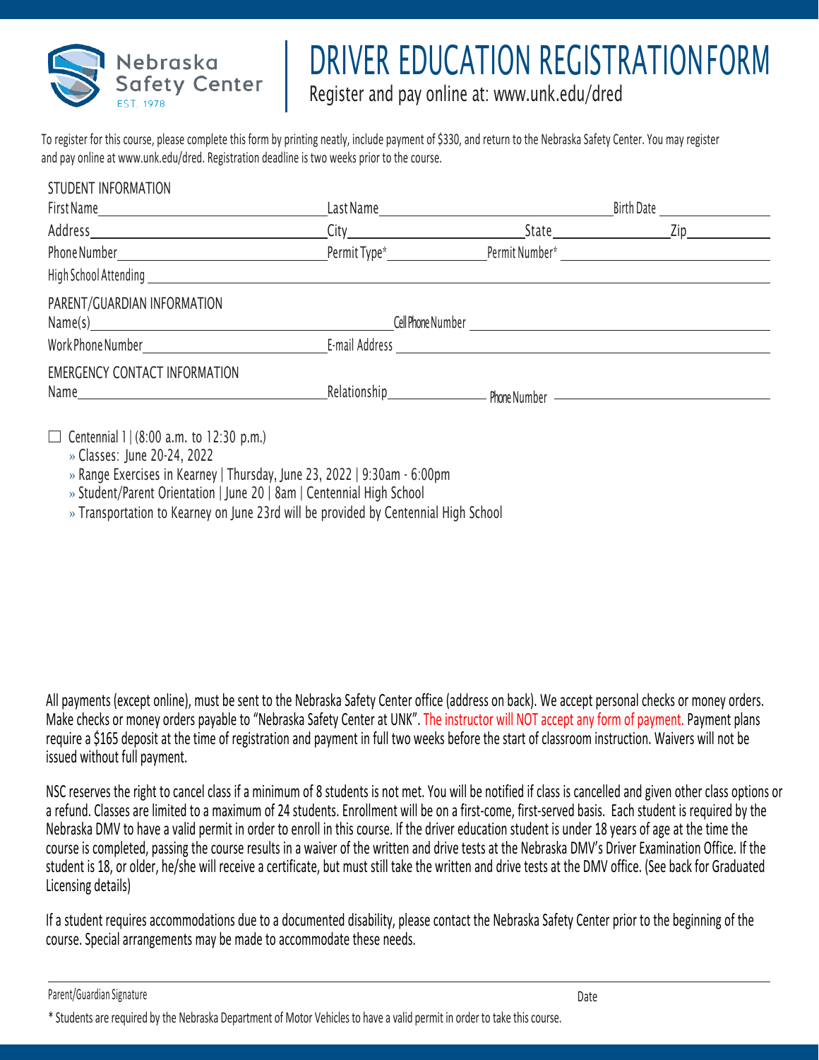Nebraska Safety Center
EST. 1978

# DRIVER EDUCATION REGISTRATION FORM

Register and pay online at: www.unk.edu/dred

To register for this course, please complete this form by printing neatly, include payment of $330, and return to the Nebraska Safety Center. You may register and pay online at www.unk.edu/dred. Registration deadline is two weeks prior to the course.

## STUDENT INFORMATION

First Name\_\_\_\_\_\_\_\_\_\_ Last Name\_\_\_\_\_\_\_\_\_\_ Birth Date\_\_\_\_\_\_\_\_\_\_

Address\_\_\_\_\_\_\_\_\_\_ City\_\_\_\_\_\_\_\_\_\_ State\_\_\_\_\_\_\_\_\_\_ Zip\_\_\_\_\_\_\_\_\_\_

Phone Number\_\_\_\_\_\_\_\_\_\_ Permit Type*\_\_\_\_\_\_\_\_\_\_ Permit Number*\_\_\_\_\_\_\_\_\_\_

High School Attending\_\_\_\_\_\_\_\_\_\_

## PARENT/GUARDIAN INFORMATION

Name(s)\_\_\_\_\_\_\_\_\_\_ Cell Phone Number\_\_\_\_\_\_\_\_\_\_

Work Phone Number\_\_\_\_\_\_\_\_\_\_ E-mail Address\_\_\_\_\_\_\_\_\_\_

## EMERGENCY CONTACT INFORMATION

Name\_\_\_\_\_\_\_\_\_\_ Relationship\_\_\_\_\_\_\_\_\_\_ Phone Number\_\_\_\_\_\_\_\_\_\_

☐ Centennial 1 | (8:00 a.m. to 12:30 p.m.)

- » Classes: June 20-24, 2022
- » Range Exercises in Kearney | Thursday, June 23, 2022 | 9:30am - 6:00pm
- » Student/Parent Orientation | June 20 | 8am | Centennial High School
- » Transportation to Kearney on June 23rd will be provided by Centennial High School

All payments (except online), must be sent to the Nebraska Safety Center office (address on back). We accept personal checks or money orders. Make checks or money orders payable to "Nebraska Safety Center at UNK". The instructor will NOT accept any form of payment. Payment plans require a $165 deposit at the time of registration and payment in full two weeks before the start of classroom instruction. Waivers will not be issued without full payment.

NSC reserves the right to cancel class if a minimum of 8 students is not met. You will be notified if class is cancelled and given other class options or a refund. Classes are limited to a maximum of 24 students. Enrollment will be on a first-come, first-served basis. Each student is required by the Nebraska DMV to have a valid permit in order to enroll in this course. If the driver education student is under 18 years of age at the time the course is completed, passing the course results in a waiver of the written and drive tests at the Nebraska DMV's Driver Examination Office. If the student is 18, or older, he/she will receive a certificate, but must still take the written and drive tests at the DMV office. (See back for Graduated Licensing details)

If a student requires accommodations due to a documented disability, please contact the Nebraska Safety Center prior to the beginning of the course. Special arrangements may be made to accommodate these needs.

\_\_\_\_\_\_\_\_\_\_\_\_\_\_\_\_\_\_\_\_

Parent/Guardian Signature  Date

\* Students are required by the Nebraska Department of Motor Vehicles to have a valid permit in order to take this course.